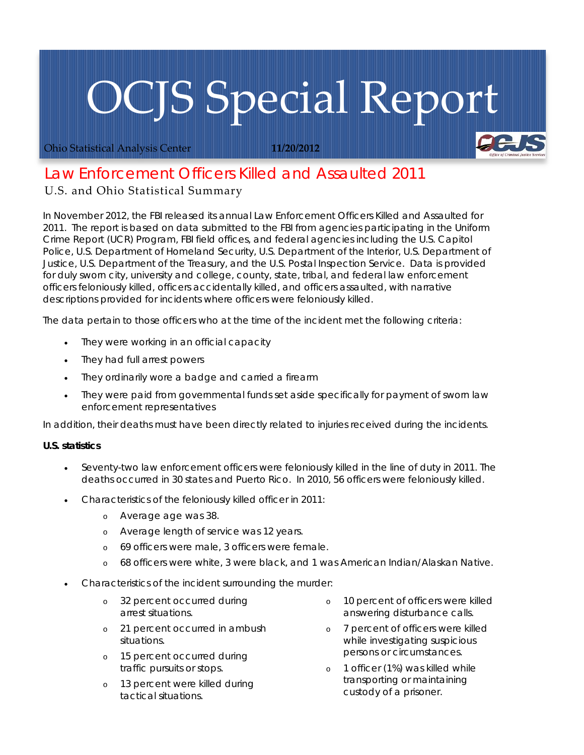# OCJS Special Report

Ohio Statistical Analysis Center **11/20/2012**

## Law Enforcement Officers Killed and Assaulted 2011

U.S. and Ohio Statistical Summary

In November 2012, the FBI released its annual Law Enforcement Officers Killed and Assaulted for 2011. The report is based on data submitted to the FBI from agencies participating in the Uniform Crime Report (UCR) Program, FBI field offices, and federal agencies including the U.S. Capitol Police, U.S. Department of Homeland Security, U.S. Department of the Interior, U.S. Department of Justice, U.S. Department of the Treasury, and the U.S. Postal Inspection Service. Data is provided for duly sworn city, university and college, county, state, tribal, and federal law enforcement officers feloniously killed, officers accidentally killed, and officers assaulted, with narrative descriptions provided for incidents where officers were feloniously killed.

The data pertain to those officers who at the time of the incident met the following criteria:

- They were working in an official capacity
- They had full arrest powers
- They ordinarily wore a badge and carried a firearm
- They were paid from governmental funds set aside specifically for payment of sworn law enforcement representatives

In addition, their deaths must have been directly related to injuries received during the incidents.

**U.S. statistics**

- Seventy-two law enforcement officers were feloniously killed in the line of duty in 2011. The deaths occurred in 30 states and Puerto Rico. In 2010, 56 officers were feloniously killed.
- Characteristics of the feloniously killed officer in 2011:
  - Average age was 38.
  - Average length of service was 12 years.
  - 69 officers were male, 3 officers were female.
  - 68 officers were white, 3 were black, and 1 was American Indian/Alaskan Native.
- Characteristics of the incident surrounding the murder:
  - 32 percent occurred during arrest situations.
  - 21 percent occurred in ambush situations.
  - 15 percent occurred during traffic pursuits or stops.
  - 13 percent were killed during tactical situations.
  - 10 percent of officers were killed answering disturbance calls.
  - 7 percent of officers were killed while investigating suspicious persons or circumstances.
  - 1 officer (1%) was killed while transporting or maintaining custody of a prisoner.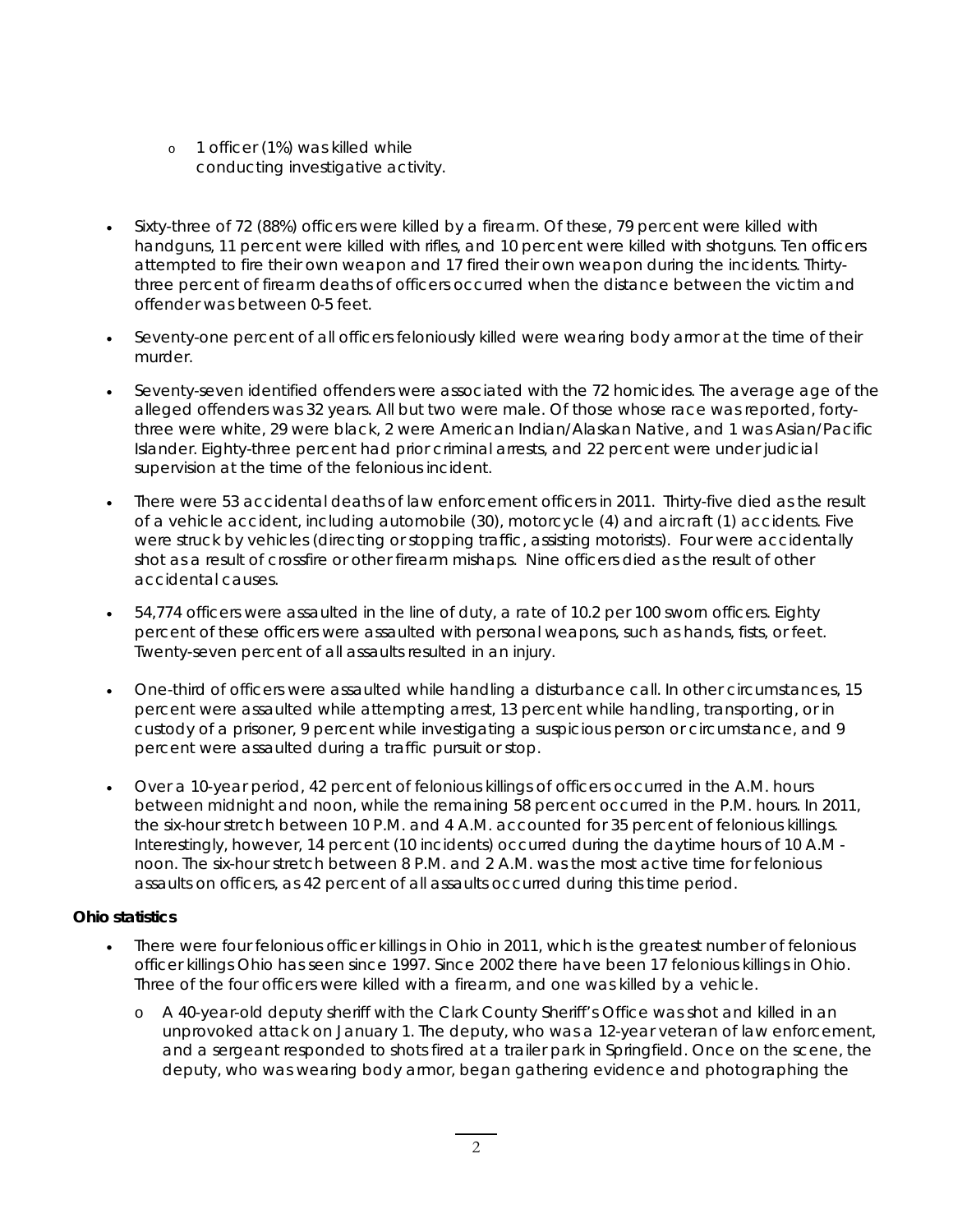- 1 officer (1%) was killed while conducting investigative activity.

- Sixty-three of 72 (88%) officers were killed by a firearm. Of these, 79 percent were killed with handguns, 11 percent were killed with rifles, and 10 percent were killed with shotguns. Ten officers attempted to fire their own weapon and 17 fired their own weapon during the incidents. Thirty-three percent of firearm deaths of officers occurred when the distance between the victim and offender was between 0-5 feet.

- Seventy-one percent of all officers feloniously killed were wearing body armor at the time of their murder.

- Seventy-seven identified offenders were associated with the 72 homicides. The average age of the alleged offenders was 32 years. All but two were male. Of those whose race was reported, forty-three were white, 29 were black, 2 were American Indian/Alaskan Native, and 1 was Asian/Pacific Islander. Eighty-three percent had prior criminal arrests, and 22 percent were under judicial supervision at the time of the felonious incident.

- There were 53 accidental deaths of law enforcement officers in 2011. Thirty-five died as the result of a vehicle accident, including automobile (30), motorcycle (4) and aircraft (1) accidents. Five were struck by vehicles (directing or stopping traffic, assisting motorists). Four were accidentally shot as a result of crossfire or other firearm mishaps. Nine officers died as the result of other accidental causes.

- 54,774 officers were assaulted in the line of duty, a rate of 10.2 per 100 sworn officers. Eighty percent of these officers were assaulted with personal weapons, such as hands, fists, or feet. Twenty-seven percent of all assaults resulted in an injury.

- One-third of officers were assaulted while handling a disturbance call. In other circumstances, 15 percent were assaulted while attempting arrest, 13 percent while handling, transporting, or in custody of a prisoner, 9 percent while investigating a suspicious person or circumstance, and 9 percent were assaulted during a traffic pursuit or stop.

- Over a 10-year period, 42 percent of felonious killings of officers occurred in the A.M. hours between midnight and noon, while the remaining 58 percent occurred in the P.M. hours. In 2011, the six-hour stretch between 10 P.M. and 4 A.M. accounted for 35 percent of felonious killings. Interestingly, however, 14 percent (10 incidents) occurred during the daytime hours of 10 A.M - noon. The six-hour stretch between 8 P.M. and 2 A.M. was the most active time for felonious assaults on officers, as 42 percent of all assaults occurred during this time period.

**Ohio statistics**

- There were four felonious officer killings in Ohio in 2011, which is the greatest number of felonious officer killings Ohio has seen since 1997. Since 2002 there have been 17 felonious killings in Ohio. Three of the four officers were killed with a firearm, and one was killed by a vehicle.
  - A 40-year-old deputy sheriff with the Clark County Sheriff's Office was shot and killed in an unprovoked attack on January 1. The deputy, who was a 12-year veteran of law enforcement, and a sergeant responded to shots fired at a trailer park in Springfield. Once on the scene, the deputy, who was wearing body armor, began gathering evidence and photographing the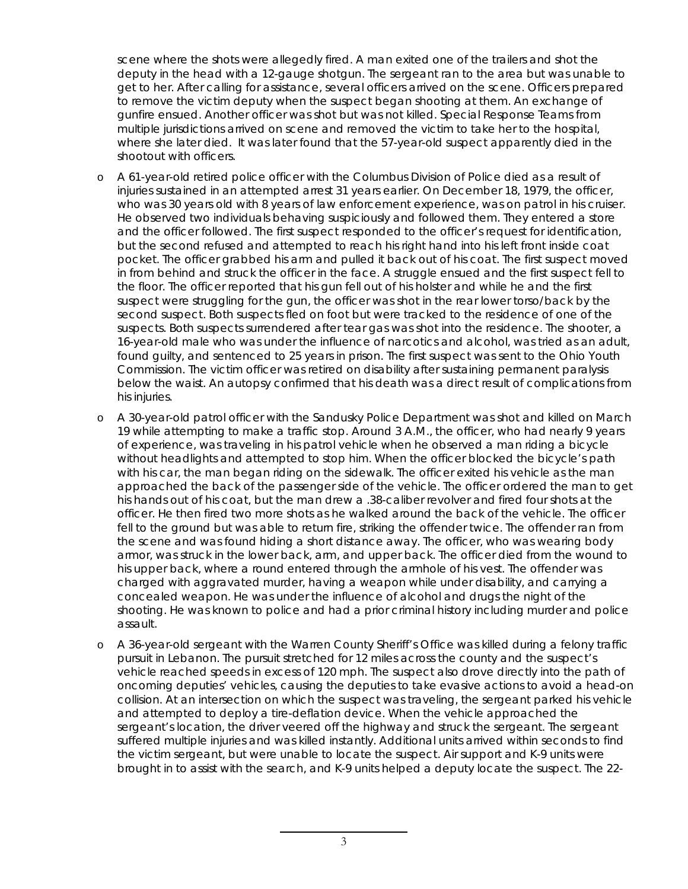scene where the shots were allegedly fired. A man exited one of the trailers and shot the deputy in the head with a 12-gauge shotgun. The sergeant ran to the area but was unable to get to her. After calling for assistance, several officers arrived on the scene. Officers prepared to remove the victim deputy when the suspect began shooting at them. An exchange of gunfire ensued. Another officer was shot but was not killed. Special Response Teams from multiple jurisdictions arrived on scene and removed the victim to take her to the hospital, where she later died. It was later found that the 57-year-old suspect apparently died in the shootout with officers.

- A 61-year-old retired police officer with the Columbus Division of Police died as a result of injuries sustained in an attempted arrest 31 years earlier. On December 18, 1979, the officer, who was 30 years old with 8 years of law enforcement experience, was on patrol in his cruiser. He observed two individuals behaving suspiciously and followed them. They entered a store and the officer followed. The first suspect responded to the officer's request for identification, but the second refused and attempted to reach his right hand into his left front inside coat pocket. The officer grabbed his arm and pulled it back out of his coat. The first suspect moved in from behind and struck the officer in the face. A struggle ensued and the first suspect fell to the floor. The officer reported that his gun fell out of his holster and while he and the first suspect were struggling for the gun, the officer was shot in the rear lower torso/back by the second suspect. Both suspects fled on foot but were tracked to the residence of one of the suspects. Both suspects surrendered after tear gas was shot into the residence. The shooter, a 16-year-old male who was under the influence of narcotics and alcohol, was tried as an adult, found guilty, and sentenced to 25 years in prison. The first suspect was sent to the Ohio Youth Commission. The victim officer was retired on disability after sustaining permanent paralysis below the waist. An autopsy confirmed that his death was a direct result of complications from his injuries.

- A 30-year-old patrol officer with the Sandusky Police Department was shot and killed on March 19 while attempting to make a traffic stop. Around 3 A.M., the officer, who had nearly 9 years of experience, was traveling in his patrol vehicle when he observed a man riding a bicycle without headlights and attempted to stop him. When the officer blocked the bicycle's path with his car, the man began riding on the sidewalk. The officer exited his vehicle as the man approached the back of the passenger side of the vehicle. The officer ordered the man to get his hands out of his coat, but the man drew a .38-caliber revolver and fired four shots at the officer. He then fired two more shots as he walked around the back of the vehicle. The officer fell to the ground but was able to return fire, striking the offender twice. The offender ran from the scene and was found hiding a short distance away. The officer, who was wearing body armor, was struck in the lower back, arm, and upper back. The officer died from the wound to his upper back, where a round entered through the armhole of his vest. The offender was charged with aggravated murder, having a weapon while under disability, and carrying a concealed weapon. He was under the influence of alcohol and drugs the night of the shooting. He was known to police and had a prior criminal history including murder and police assault.

- A 36-year-old sergeant with the Warren County Sheriff's Office was killed during a felony traffic pursuit in Lebanon. The pursuit stretched for 12 miles across the county and the suspect's vehicle reached speeds in excess of 120 mph. The suspect also drove directly into the path of oncoming deputies' vehicles, causing the deputies to take evasive actions to avoid a head-on collision. At an intersection on which the suspect was traveling, the sergeant parked his vehicle and attempted to deploy a tire-deflation device. When the vehicle approached the sergeant's location, the driver veered off the highway and struck the sergeant. The sergeant suffered multiple injuries and was killed instantly. Additional units arrived within seconds to find the victim sergeant, but were unable to locate the suspect. Air support and K-9 units were brought in to assist with the search, and K-9 units helped a deputy locate the suspect. The 22-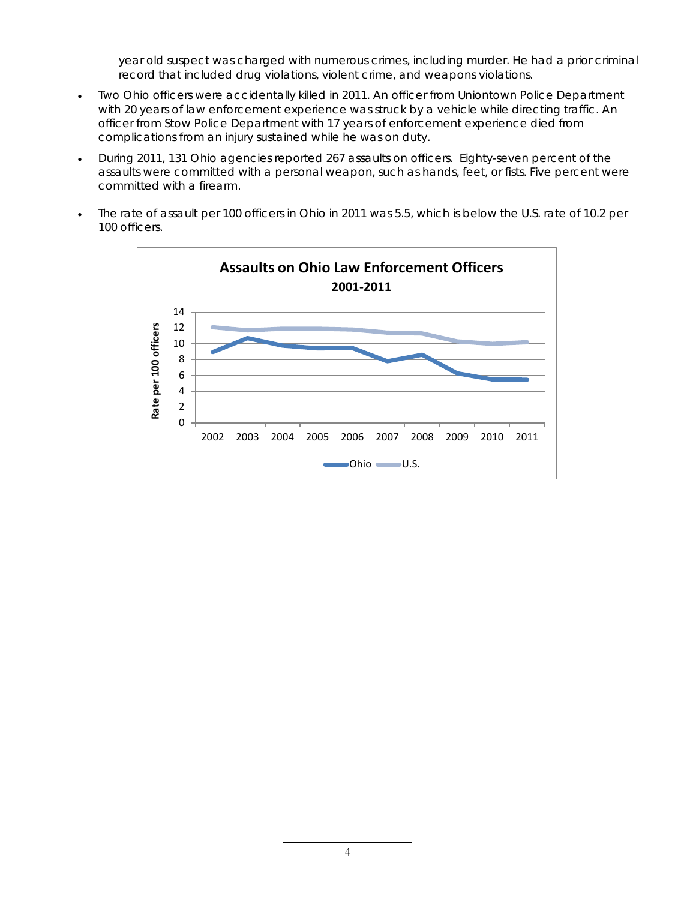year old suspect was charged with numerous crimes, including murder. He had a prior criminal record that included drug violations, violent crime, and weapons violations.

- Two Ohio officers were accidentally killed in 2011. An officer from Uniontown Police Department with 20 years of law enforcement experience was struck by a vehicle while directing traffic. An officer from Stow Police Department with 17 years of enforcement experience died from complications from an injury sustained while he was on duty.
- During 2011, 131 Ohio agencies reported 267 assaults on officers. Eighty-seven percent of the assaults were committed with a personal weapon, such as hands, feet, or fists. Five percent were committed with a firearm.
- The rate of assault per 100 officers in Ohio in 2011 was 5.5, which is below the U.S. rate of 10.2 per 100 officers.

**Assaults on Ohio Law Enforcement Officers**
**2001-2011**

Rate per 100 officers

0
2
4
6
8
10
12
14

2002 2003 2004 2005 2006 2007 2008 2009 2010 2011

Ohio U.S.